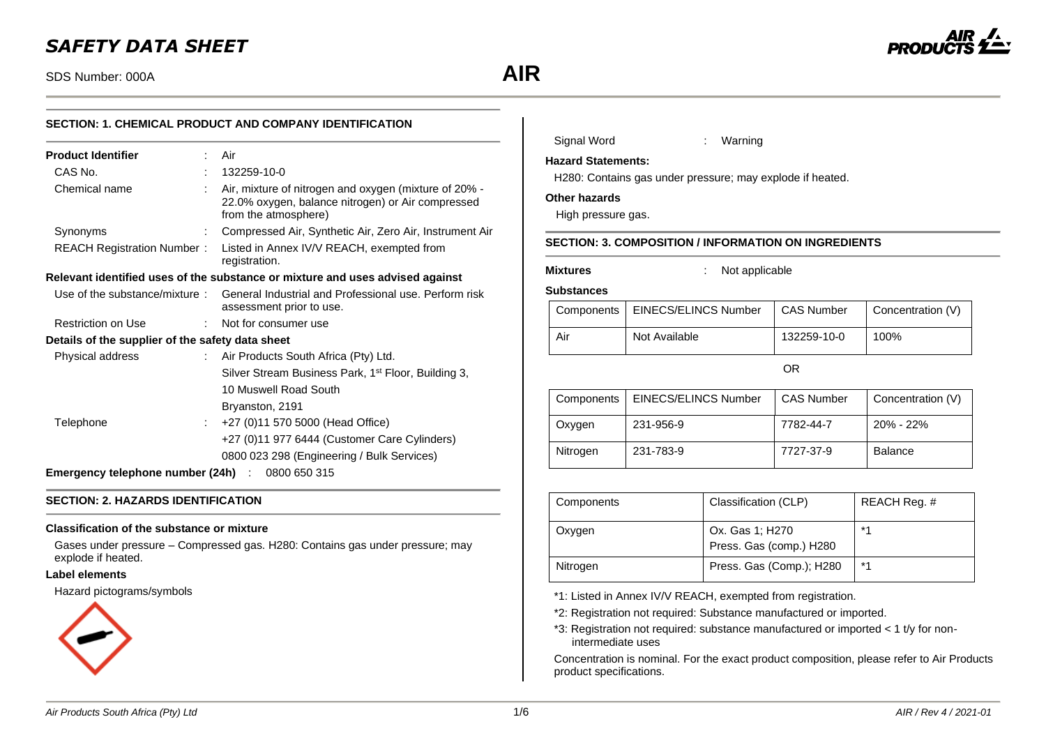# SAFETY DATA SHEET

SDS Number: 000A

# AIR

## SECTION: 1. CHEMICAL PRODUCT AND COMPANY IDENTIFICATION

**Product Identifier** : Air

CAS No. : 132259-10-0

Chemical name : Air, mixture of nitrogen and oxygen (mixture of 20% - 22.0% oxygen, balance nitrogen) or Air compressed from the atmosphere)

Synonyms : Compressed Air, Synthetic Air, Zero Air, Instrument Air

REACH Registration Number : Listed in Annex IV/V REACH, exempted from registration.

**Relevant identified uses of the substance or mixture and uses advised against**

Use of the substance/mixture : General Industrial and Professional use. Perform risk assessment prior to use.

Restriction on Use : Not for consumer use

**Details of the supplier of the safety data sheet**

Physical address : Air Products South Africa (Pty) Ltd.
Silver Stream Business Park, 1st Floor, Building 3,
10 Muswell Road South
Bryanston, 2191

Telephone : +27 (0)11 570 5000 (Head Office)
+27 (0)11 977 6444 (Customer Care Cylinders)
0800 023 298 (Engineering / Bulk Services)

**Emergency telephone number (24h)** : 0800 650 315

## SECTION: 2. HAZARDS IDENTIFICATION

**Classification of the substance or mixture**

Gases under pressure – Compressed gas. H280: Contains gas under pressure; may explode if heated.

**Label elements**

Hazard pictograms/symbols

Signal Word : Warning

**Hazard Statements:**

H280: Contains gas under pressure; may explode if heated.

**Other hazards**

High pressure gas.

## SECTION: 3. COMPOSITION / INFORMATION ON INGREDIENTS

**Mixtures** : Not applicable

**Substances**

| Components | EINECS/ELINCS Number | CAS Number | Concentration (V) |
|---|---|---|---|
| Air | Not Available | 132259-10-0 | 100% |

OR

| Components | EINECS/ELINCS Number | CAS Number | Concentration (V) |
|---|---|---|---|
| Oxygen | 231-956-9 | 7782-44-7 | 20% - 22% |
| Nitrogen | 231-783-9 | 7727-37-9 | Balance |

| Components | Classification (CLP) | REACH Reg. # |
|---|---|---|
| Oxygen | Ox. Gas 1; H270<br>Press. Gas (comp.) H280 | *1 |
| Nitrogen | Press. Gas (Comp.); H280 | *1 |

*1: Listed in Annex IV/V REACH, exempted from registration.

*2: Registration not required: Substance manufactured or imported.

*3: Registration not required: substance manufactured or imported < 1 t/y for non-intermediate uses

Concentration is nominal. For the exact product composition, please refer to Air Products product specifications.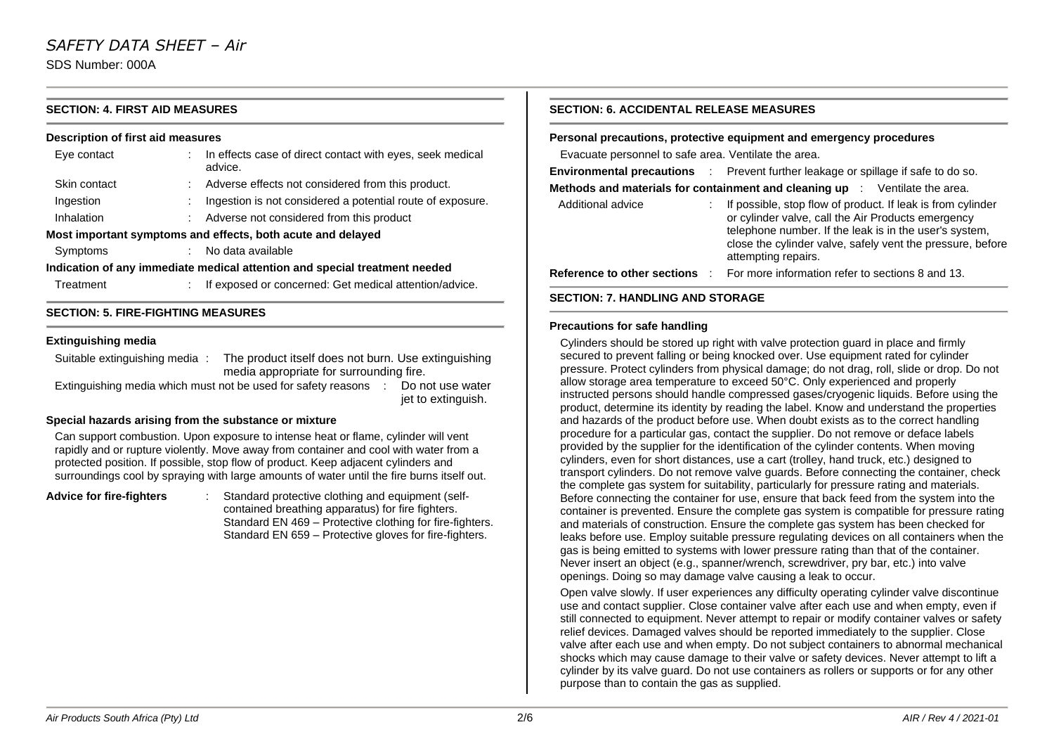## SECTION: 4. FIRST AID MEASURES

### Description of first aid measures

| | | |
|---|---|---|
| Eye contact | : | In effects case of direct contact with eyes, seek medical advice. |
| Skin contact | : | Adverse effects not considered from this product. |
| Ingestion | : | Ingestion is not considered a potential route of exposure. |
| Inhalation | : | Adverse not considered from this product |

### Most important symptoms and effects, both acute and delayed

| | | |
|---|---|---|
| Symptoms | : | No data available |

### Indication of any immediate medical attention and special treatment needed

| | | |
|---|---|---|
| Treatment | : | If exposed or concerned: Get medical attention/advice. |

## SECTION: 5. FIRE-FIGHTING MEASURES

### Extinguishing media

Suitable extinguishing media : The product itself does not burn. Use extinguishing media appropriate for surrounding fire.

Extinguishing media which must not be used for safety reasons : Do not use water jet to extinguish.

### Special hazards arising from the substance or mixture

Can support combustion. Upon exposure to intense heat or flame, cylinder will vent rapidly and or rupture violently. Move away from container and cool with water from a protected position. If possible, stop flow of product. Keep adjacent cylinders and surroundings cool by spraying with large amounts of water until the fire burns itself out.

**Advice for fire-fighters** : Standard protective clothing and equipment (self-contained breathing apparatus) for fire fighters. Standard EN 469 – Protective clothing for fire-fighters. Standard EN 659 – Protective gloves for fire-fighters.

## SECTION: 6. ACCIDENTAL RELEASE MEASURES

### Personal precautions, protective equipment and emergency procedures

Evacuate personnel to safe area. Ventilate the area.

**Environmental precautions** : Prevent further leakage or spillage if safe to do so.

**Methods and materials for containment and cleaning up** : Ventilate the area.

Additional advice : If possible, stop flow of product. If leak is from cylinder or cylinder valve, call the Air Products emergency telephone number. If the leak is in the user's system, close the cylinder valve, safely vent the pressure, before attempting repairs.

**Reference to other sections** : For more information refer to sections 8 and 13.

## SECTION: 7. HANDLING AND STORAGE

### Precautions for safe handling

Cylinders should be stored up right with valve protection guard in place and firmly secured to prevent falling or being knocked over. Use equipment rated for cylinder pressure. Protect cylinders from physical damage; do not drag, roll, slide or drop. Do not allow storage area temperature to exceed 50°C. Only experienced and properly instructed persons should handle compressed gases/cryogenic liquids. Before using the product, determine its identity by reading the label. Know and understand the properties and hazards of the product before use. When doubt exists as to the correct handling procedure for a particular gas, contact the supplier. Do not remove or deface labels provided by the supplier for the identification of the cylinder contents. When moving cylinders, even for short distances, use a cart (trolley, hand truck, etc.) designed to transport cylinders. Do not remove valve guards. Before connecting the container, check the complete gas system for suitability, particularly for pressure rating and materials. Before connecting the container for use, ensure that back feed from the system into the container is prevented. Ensure the complete gas system is compatible for pressure rating and materials of construction. Ensure the complete gas system has been checked for leaks before use. Employ suitable pressure regulating devices on all containers when the gas is being emitted to systems with lower pressure rating than that of the container. Never insert an object (e.g., spanner/wrench, screwdriver, pry bar, etc.) into valve openings. Doing so may damage valve causing a leak to occur.

Open valve slowly. If user experiences any difficulty operating cylinder valve discontinue use and contact supplier. Close container valve after each use and when empty, even if still connected to equipment. Never attempt to repair or modify container valves or safety relief devices. Damaged valves should be reported immediately to the supplier. Close valve after each use and when empty. Do not subject containers to abnormal mechanical shocks which may cause damage to their valve or safety devices. Never attempt to lift a cylinder by its valve guard. Do not use containers as rollers or supports or for any other purpose than to contain the gas as supplied.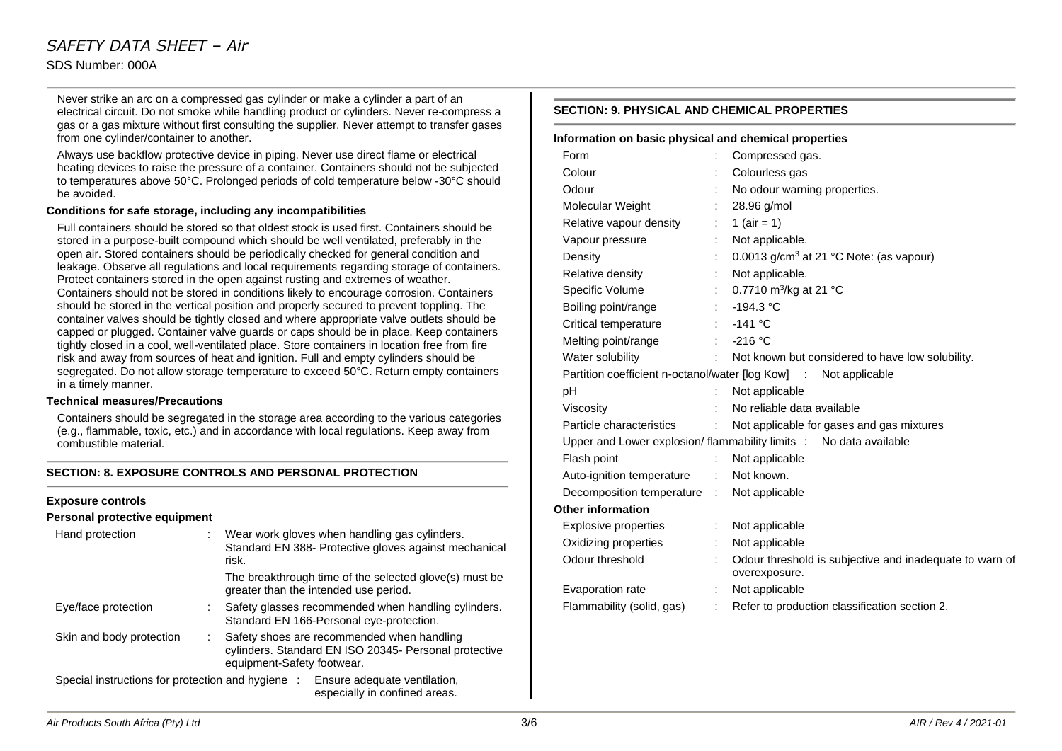Never strike an arc on a compressed gas cylinder or make a cylinder a part of an electrical circuit. Do not smoke while handling product or cylinders. Never re-compress a gas or a gas mixture without first consulting the supplier. Never attempt to transfer gases from one cylinder/container to another.

Always use backflow protective device in piping. Never use direct flame or electrical heating devices to raise the pressure of a container. Containers should not be subjected to temperatures above 50°C. Prolonged periods of cold temperature below -30°C should be avoided.

**Conditions for safe storage, including any incompatibilities**

Full containers should be stored so that oldest stock is used first. Containers should be stored in a purpose-built compound which should be well ventilated, preferably in the open air. Stored containers should be periodically checked for general condition and leakage. Observe all regulations and local requirements regarding storage of containers. Protect containers stored in the open against rusting and extremes of weather. Containers should not be stored in conditions likely to encourage corrosion. Containers should be stored in the vertical position and properly secured to prevent toppling. The container valves should be tightly closed and where appropriate valve outlets should be capped or plugged. Container valve guards or caps should be in place. Keep containers tightly closed in a cool, well-ventilated place. Store containers in location free from fire risk and away from sources of heat and ignition. Full and empty cylinders should be segregated. Do not allow storage temperature to exceed 50°C. Return empty containers in a timely manner.

**Technical measures/Precautions**

Containers should be segregated in the storage area according to the various categories (e.g., flammable, toxic, etc.) and in accordance with local regulations. Keep away from combustible material.

## SECTION: 8. EXPOSURE CONTROLS AND PERSONAL PROTECTION

**Exposure controls**

**Personal protective equipment**

| | | |
|---|---|---|
| Hand protection | : | Wear work gloves when handling gas cylinders. Standard EN 388- Protective gloves against mechanical risk. The breakthrough time of the selected glove(s) must be greater than the intended use period. |
| Eye/face protection | : | Safety glasses recommended when handling cylinders. Standard EN 166-Personal eye-protection. |
| Skin and body protection | : | Safety shoes are recommended when handling cylinders. Standard EN ISO 20345- Personal protective equipment-Safety footwear. |
| Special instructions for protection and hygiene | : | Ensure adequate ventilation, especially in confined areas. |

## SECTION: 9. PHYSICAL AND CHEMICAL PROPERTIES

**Information on basic physical and chemical properties**

| | | |
|---|---|---|
| Form | : | Compressed gas. |
| Colour | : | Colourless gas |
| Odour | : | No odour warning properties. |
| Molecular Weight | : | 28.96 g/mol |
| Relative vapour density | : | 1 (air = 1) |
| Vapour pressure | : | Not applicable. |
| Density | : | 0.0013 g/cm$^3$ at 21 °C Note: (as vapour) |
| Relative density | : | Not applicable. |
| Specific Volume | : | 0.7710 m$^3$/kg at 21 °C |
| Boiling point/range | : | -194.3 °C |
| Critical temperature | : | -141 °C |
| Melting point/range | : | -216 °C |
| Water solubility | : | Not known but considered to have low solubility. |
| Partition coefficient n-octanol/water [log Kow] | : | Not applicable |
| pH | : | Not applicable |
| Viscosity | : | No reliable data available |
| Particle characteristics | : | Not applicable for gases and gas mixtures |
| Upper and Lower explosion/ flammability limits | : | No data available |
| Flash point | : | Not applicable |
| Auto-ignition temperature | : | Not known. |
| Decomposition temperature | : | Not applicable |

**Other information**

| | | |
|---|---|---|
| Explosive properties | : | Not applicable |
| Oxidizing properties | : | Not applicable |
| Odour threshold | : | Odour threshold is subjective and inadequate to warn of overexposure. |
| Evaporation rate | : | Not applicable |
| Flammability (solid, gas) | : | Refer to production classification section 2. |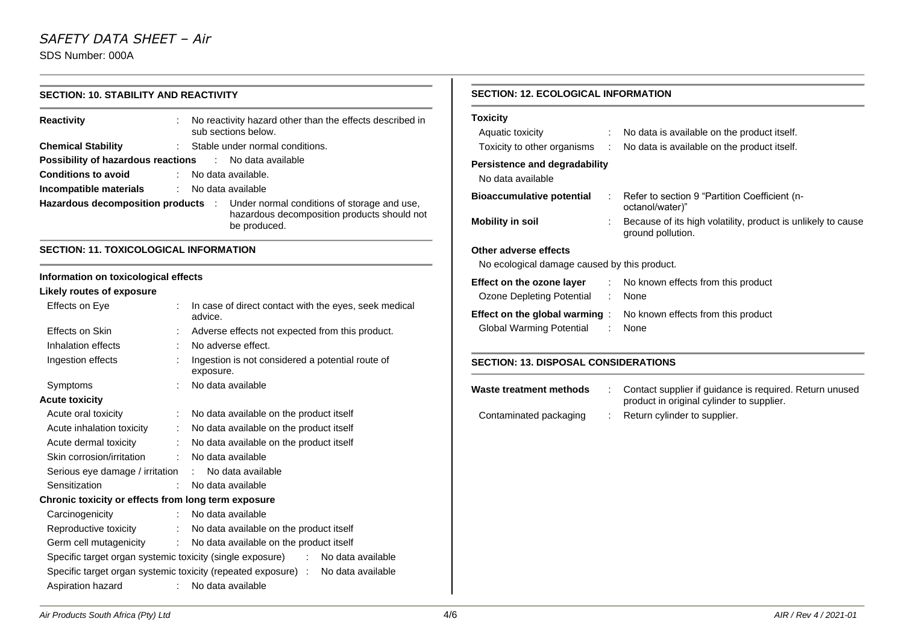## SECTION: 10. STABILITY AND REACTIVITY

**Reactivity** : No reactivity hazard other than the effects described in sub sections below.

**Chemical Stability** : Stable under normal conditions.

**Possibility of hazardous reactions** : No data available

**Conditions to avoid** : No data available.

**Incompatible materials** : No data available

**Hazardous decomposition products** : Under normal conditions of storage and use, hazardous decomposition products should not be produced.

## SECTION: 11. TOXICOLOGICAL INFORMATION

**Information on toxicological effects**

**Likely routes of exposure**

- Effects on Eye : In case of direct contact with the eyes, seek medical advice.
- Effects on Skin : Adverse effects not expected from this product.
- Inhalation effects : No adverse effect.
- Ingestion effects : Ingestion is not considered a potential route of exposure.
- Symptoms : No data available

**Acute toxicity**

- Acute oral toxicity : No data available on the product itself
- Acute inhalation toxicity : No data available on the product itself
- Acute dermal toxicity : No data available on the product itself
- Skin corrosion/irritation : No data available
- Serious eye damage / irritation : No data available
- Sensitization : No data available

**Chronic toxicity or effects from long term exposure**

- Carcinogenicity : No data available
- Reproductive toxicity : No data available on the product itself
- Germ cell mutagenicity : No data available on the product itself
- Specific target organ systemic toxicity (single exposure) : No data available
- Specific target organ systemic toxicity (repeated exposure) : No data available
- Aspiration hazard : No data available

## SECTION: 12. ECOLOGICAL INFORMATION

**Toxicity**

- Aquatic toxicity : No data is available on the product itself.
- Toxicity to other organisms : No data is available on the product itself.

**Persistence and degradability**

No data available

**Bioaccumulative potential** : Refer to section 9 "Partition Coefficient (n-octanol/water)"

**Mobility in soil** : Because of its high volatility, product is unlikely to cause ground pollution.

**Other adverse effects**

No ecological damage caused by this product.

**Effect on the ozone layer** : No known effects from this product

- Ozone Depleting Potential : None

**Effect on the global warming** : No known effects from this product

- Global Warming Potential : None

## SECTION: 13. DISPOSAL CONSIDERATIONS

**Waste treatment methods** : Contact supplier if guidance is required. Return unused product in original cylinder to supplier.

- Contaminated packaging : Return cylinder to supplier.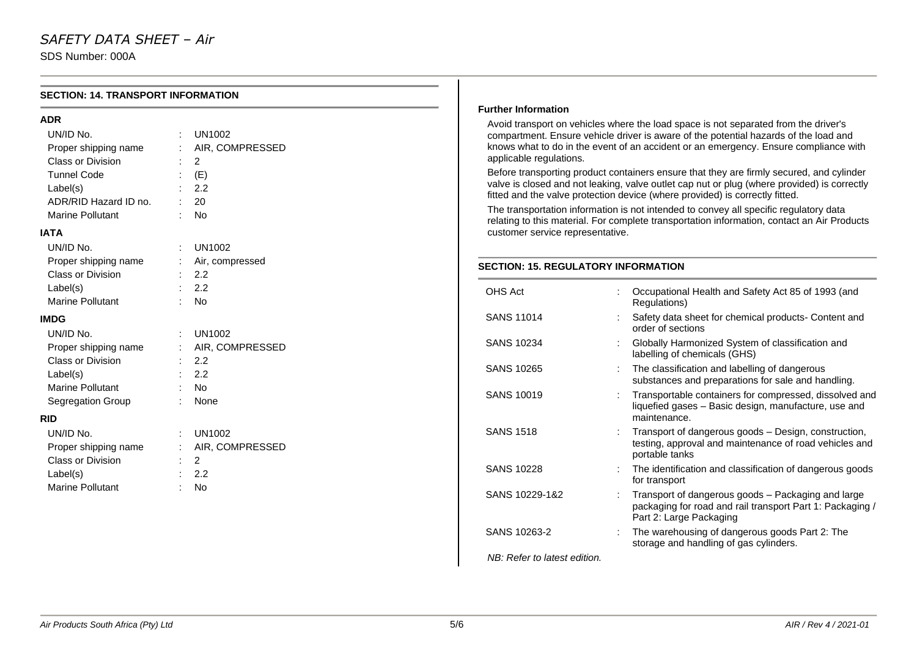## SECTION: 14. TRANSPORT INFORMATION

### ADR

| | | |
|---|---|---|
| UN/ID No. | : | UN1002 |
| Proper shipping name | : | AIR, COMPRESSED |
| Class or Division | : | 2 |
| Tunnel Code | : | (E) |
| Label(s) | : | 2.2 |
| ADR/RID Hazard ID no. | : | 20 |
| Marine Pollutant | : | No |

### IATA

| | | |
|---|---|---|
| UN/ID No. | : | UN1002 |
| Proper shipping name | : | Air, compressed |
| Class or Division | : | 2.2 |
| Label(s) | : | 2.2 |
| Marine Pollutant | : | No |

### IMDG

| | | |
|---|---|---|
| UN/ID No. | : | UN1002 |
| Proper shipping name | : | AIR, COMPRESSED |
| Class or Division | : | 2.2 |
| Label(s) | : | 2.2 |
| Marine Pollutant | : | No |
| Segregation Group | : | None |

### RID

| | | |
|---|---|---|
| UN/ID No. | : | UN1002 |
| Proper shipping name | : | AIR, COMPRESSED |
| Class or Division | : | 2 |
| Label(s) | : | 2.2 |
| Marine Pollutant | : | No |

### Further Information

Avoid transport on vehicles where the load space is not separated from the driver's compartment. Ensure vehicle driver is aware of the potential hazards of the load and knows what to do in the event of an accident or an emergency. Ensure compliance with applicable regulations.

Before transporting product containers ensure that they are firmly secured, and cylinder valve is closed and not leaking, valve outlet cap nut or plug (where provided) is correctly fitted and the valve protection device (where provided) is correctly fitted.

The transportation information is not intended to convey all specific regulatory data relating to this material. For complete transportation information, contact an Air Products customer service representative.

## SECTION: 15. REGULATORY INFORMATION

| | | |
|---|---|---|
| OHS Act | : | Occupational Health and Safety Act 85 of 1993 (and Regulations) |
| SANS 11014 | : | Safety data sheet for chemical products- Content and order of sections |
| SANS 10234 | : | Globally Harmonized System of classification and labelling of chemicals (GHS) |
| SANS 10265 | : | The classification and labelling of dangerous substances and preparations for sale and handling. |
| SANS 10019 | : | Transportable containers for compressed, dissolved and liquefied gases – Basic design, manufacture, use and maintenance. |
| SANS 1518 | : | Transport of dangerous goods – Design, construction, testing, approval and maintenance of road vehicles and portable tanks |
| SANS 10228 | : | The identification and classification of dangerous goods for transport |
| SANS 10229-1&2 | : | Transport of dangerous goods – Packaging and large packaging for road and rail transport Part 1: Packaging / Part 2: Large Packaging |
| SANS 10263-2 | : | The warehousing of dangerous goods Part 2: The storage and handling of gas cylinders. |

*NB: Refer to latest edition.*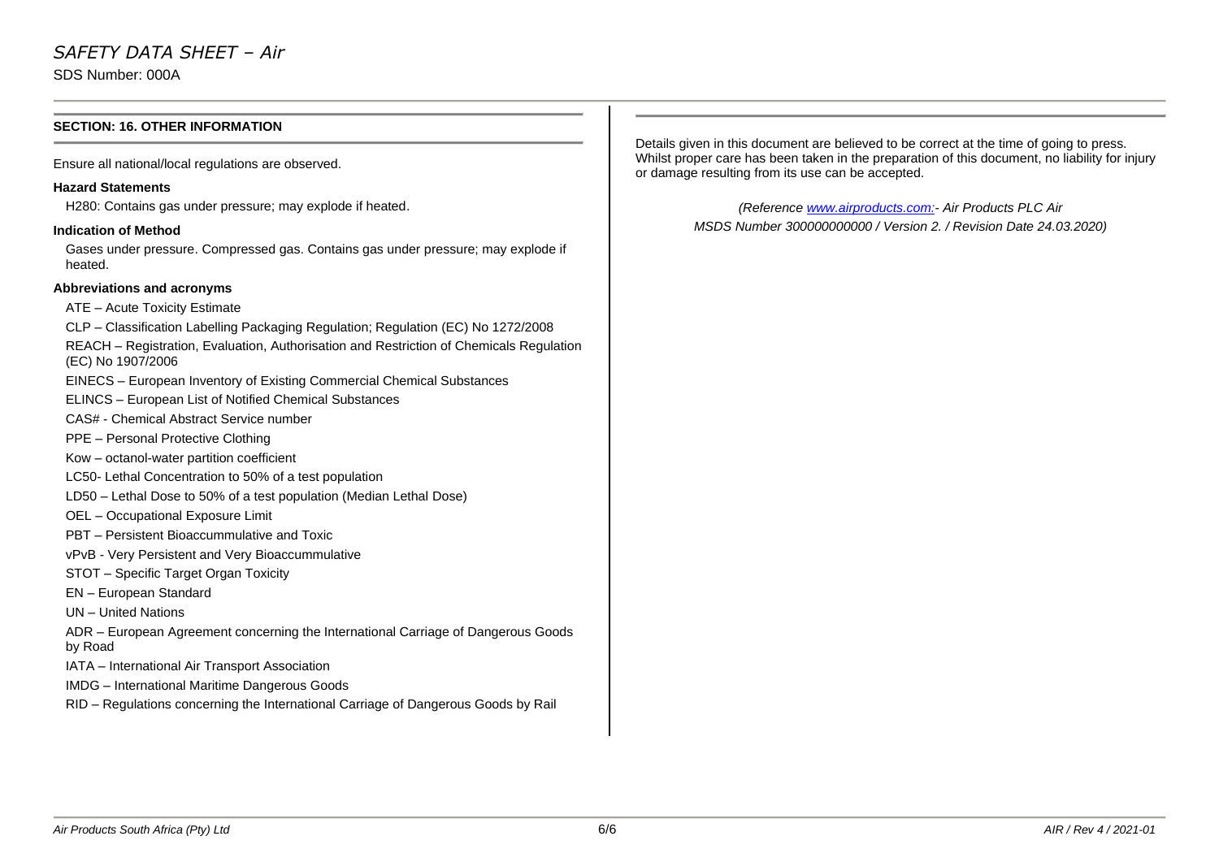## SECTION: 16. OTHER INFORMATION

Ensure all national/local regulations are observed.

**Hazard Statements**

H280: Contains gas under pressure; may explode if heated.

**Indication of Method**

Gases under pressure. Compressed gas. Contains gas under pressure; may explode if heated.

**Abbreviations and acronyms**

ATE – Acute Toxicity Estimate

CLP – Classification Labelling Packaging Regulation; Regulation (EC) No 1272/2008

REACH – Registration, Evaluation, Authorisation and Restriction of Chemicals Regulation (EC) No 1907/2006

EINECS – European Inventory of Existing Commercial Chemical Substances

ELINCS – European List of Notified Chemical Substances

CAS# - Chemical Abstract Service number

PPE – Personal Protective Clothing

Kow – octanol-water partition coefficient

LC50- Lethal Concentration to 50% of a test population

LD50 – Lethal Dose to 50% of a test population (Median Lethal Dose)

OEL – Occupational Exposure Limit

PBT – Persistent Bioaccummulative and Toxic

vPvB - Very Persistent and Very Bioaccummulative

STOT – Specific Target Organ Toxicity

EN – European Standard

UN – United Nations

ADR – European Agreement concerning the International Carriage of Dangerous Goods by Road

IATA – International Air Transport Association

IMDG – International Maritime Dangerous Goods

RID – Regulations concerning the International Carriage of Dangerous Goods by Rail

Details given in this document are believed to be correct at the time of going to press. Whilst proper care has been taken in the preparation of this document, no liability for injury or damage resulting from its use can be accepted.

*(Reference www.airproducts.com:- Air Products PLC Air MSDS Number 300000000000 / Version 2. / Revision Date 24.03.2020)*